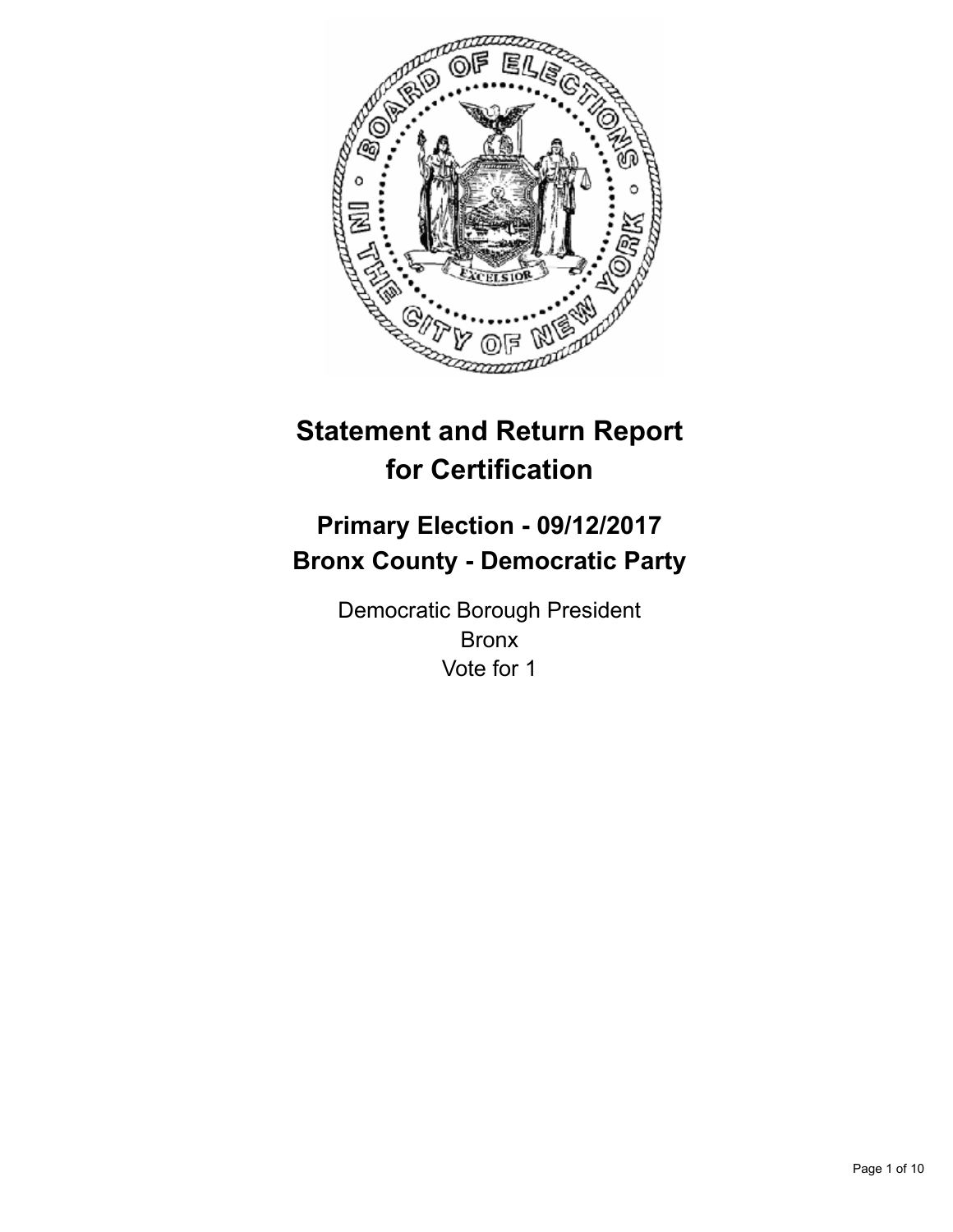# Statement and Return Report for Certification

## Primary Election - 09/12/2017
## Bronx County - Democratic Party

Democratic Borough President
Bronx
Vote for 1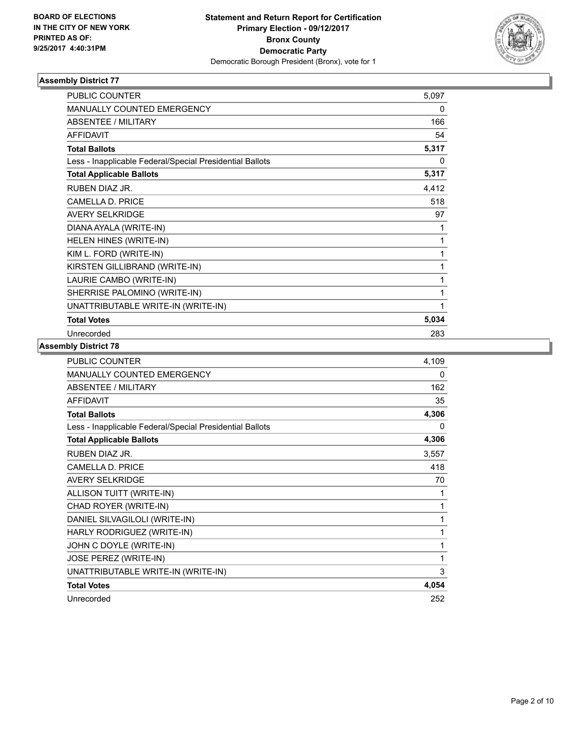BOARD OF ELECTIONS
IN THE CITY OF NEW YORK
PRINTED AS OF:
9/25/2017 4:40:31PM

**Statement and Return Report for Certification**
**Primary Election - 09/12/2017**
**Bronx County**
**Democratic Party**
Democratic Borough President (Bronx), vote for 1

### Assembly District 77

| | |
|---|---|
| PUBLIC COUNTER | 5,097 |
| MANUALLY COUNTED EMERGENCY | 0 |
| ABSENTEE / MILITARY | 166 |
| AFFIDAVIT | 54 |
| **Total Ballots** | **5,317** |
| Less - Inapplicable Federal/Special Presidential Ballots | 0 |
| **Total Applicable Ballots** | **5,317** |
| RUBEN DIAZ JR. | 4,412 |
| CAMELLA D. PRICE | 518 |
| AVERY SELKRIDGE | 97 |
| DIANA AYALA (WRITE-IN) | 1 |
| HELEN HINES (WRITE-IN) | 1 |
| KIM L. FORD (WRITE-IN) | 1 |
| KIRSTEN GILLIBRAND (WRITE-IN) | 1 |
| LAURIE CAMBO (WRITE-IN) | 1 |
| SHERRISE PALOMINO (WRITE-IN) | 1 |
| UNATTRIBUTABLE WRITE-IN (WRITE-IN) | 1 |
| **Total Votes** | **5,034** |
| Unrecorded | 283 |

### Assembly District 78

| | |
|---|---|
| PUBLIC COUNTER | 4,109 |
| MANUALLY COUNTED EMERGENCY | 0 |
| ABSENTEE / MILITARY | 162 |
| AFFIDAVIT | 35 |
| **Total Ballots** | **4,306** |
| Less - Inapplicable Federal/Special Presidential Ballots | 0 |
| **Total Applicable Ballots** | **4,306** |
| RUBEN DIAZ JR. | 3,557 |
| CAMELLA D. PRICE | 418 |
| AVERY SELKRIDGE | 70 |
| ALLISON TUITT (WRITE-IN) | 1 |
| CHAD ROYER (WRITE-IN) | 1 |
| DANIEL SILVAGILOLI (WRITE-IN) | 1 |
| HARLY RODRIGUEZ (WRITE-IN) | 1 |
| JOHN C DOYLE (WRITE-IN) | 1 |
| JOSE PEREZ (WRITE-IN) | 1 |
| UNATTRIBUTABLE WRITE-IN (WRITE-IN) | 3 |
| **Total Votes** | **4,054** |
| Unrecorded | 252 |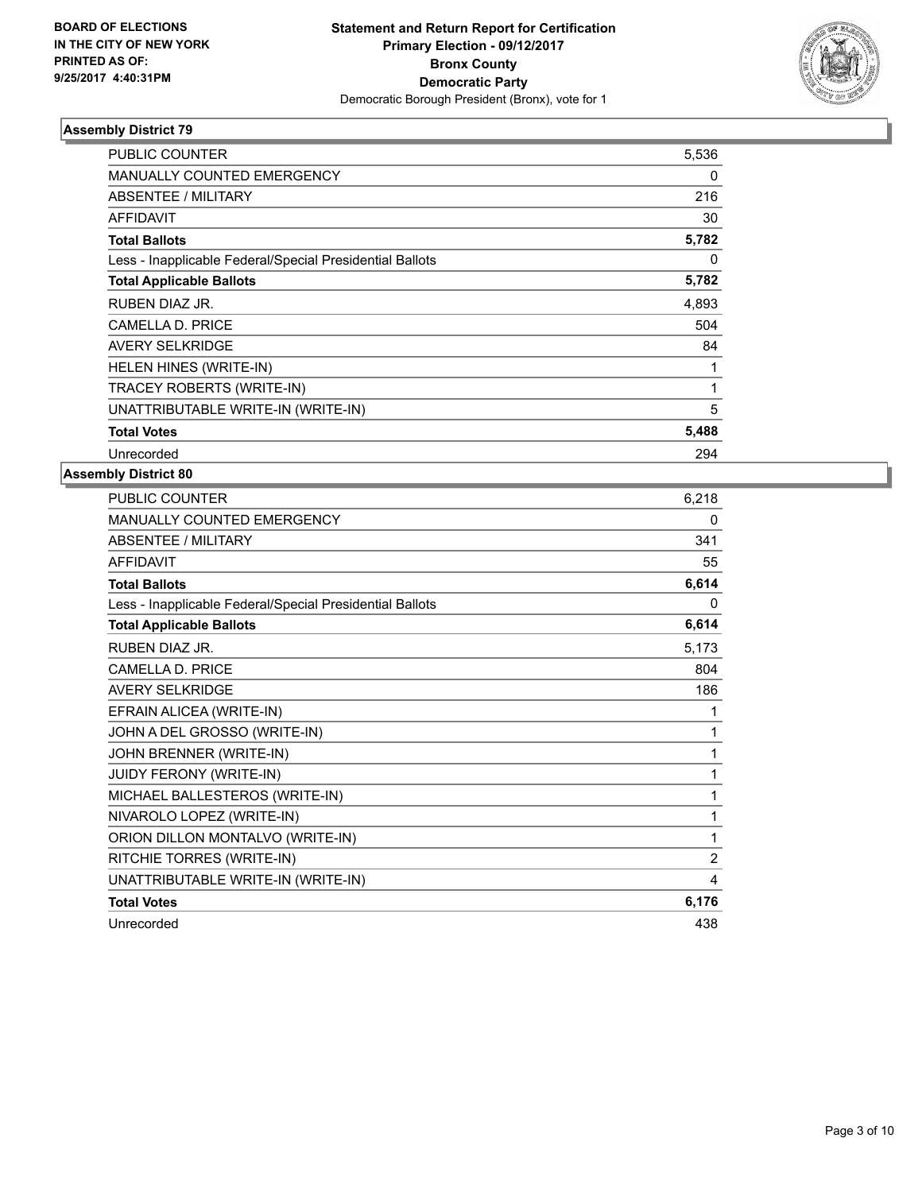**BOARD OF ELECTIONS IN THE CITY OF NEW YORK PRINTED AS OF: 9/25/2017 4:40:31PM**

**Statement and Return Report for Certification**
**Primary Election - 09/12/2017**
**Bronx County**
**Democratic Party**
Democratic Borough President (Bronx), vote for 1

### Assembly District 79

| | |
|---|---|
| PUBLIC COUNTER | 5,536 |
| MANUALLY COUNTED EMERGENCY | 0 |
| ABSENTEE / MILITARY | 216 |
| AFFIDAVIT | 30 |
| **Total Ballots** | **5,782** |
| Less - Inapplicable Federal/Special Presidential Ballots | 0 |
| **Total Applicable Ballots** | **5,782** |
| RUBEN DIAZ JR. | 4,893 |
| CAMELLA D. PRICE | 504 |
| AVERY SELKRIDGE | 84 |
| HELEN HINES (WRITE-IN) | 1 |
| TRACEY ROBERTS (WRITE-IN) | 1 |
| UNATTRIBUTABLE WRITE-IN (WRITE-IN) | 5 |
| **Total Votes** | **5,488** |
| Unrecorded | 294 |

### Assembly District 80

| | |
|---|---|
| PUBLIC COUNTER | 6,218 |
| MANUALLY COUNTED EMERGENCY | 0 |
| ABSENTEE / MILITARY | 341 |
| AFFIDAVIT | 55 |
| **Total Ballots** | **6,614** |
| Less - Inapplicable Federal/Special Presidential Ballots | 0 |
| **Total Applicable Ballots** | **6,614** |
| RUBEN DIAZ JR. | 5,173 |
| CAMELLA D. PRICE | 804 |
| AVERY SELKRIDGE | 186 |
| EFRAIN ALICEA (WRITE-IN) | 1 |
| JOHN A DEL GROSSO (WRITE-IN) | 1 |
| JOHN BRENNER (WRITE-IN) | 1 |
| JUIDY FERONY (WRITE-IN) | 1 |
| MICHAEL BALLESTEROS (WRITE-IN) | 1 |
| NIVAROLO LOPEZ (WRITE-IN) | 1 |
| ORION DILLON MONTALVO (WRITE-IN) | 1 |
| RITCHIE TORRES (WRITE-IN) | 2 |
| UNATTRIBUTABLE WRITE-IN (WRITE-IN) | 4 |
| **Total Votes** | **6,176** |
| Unrecorded | 438 |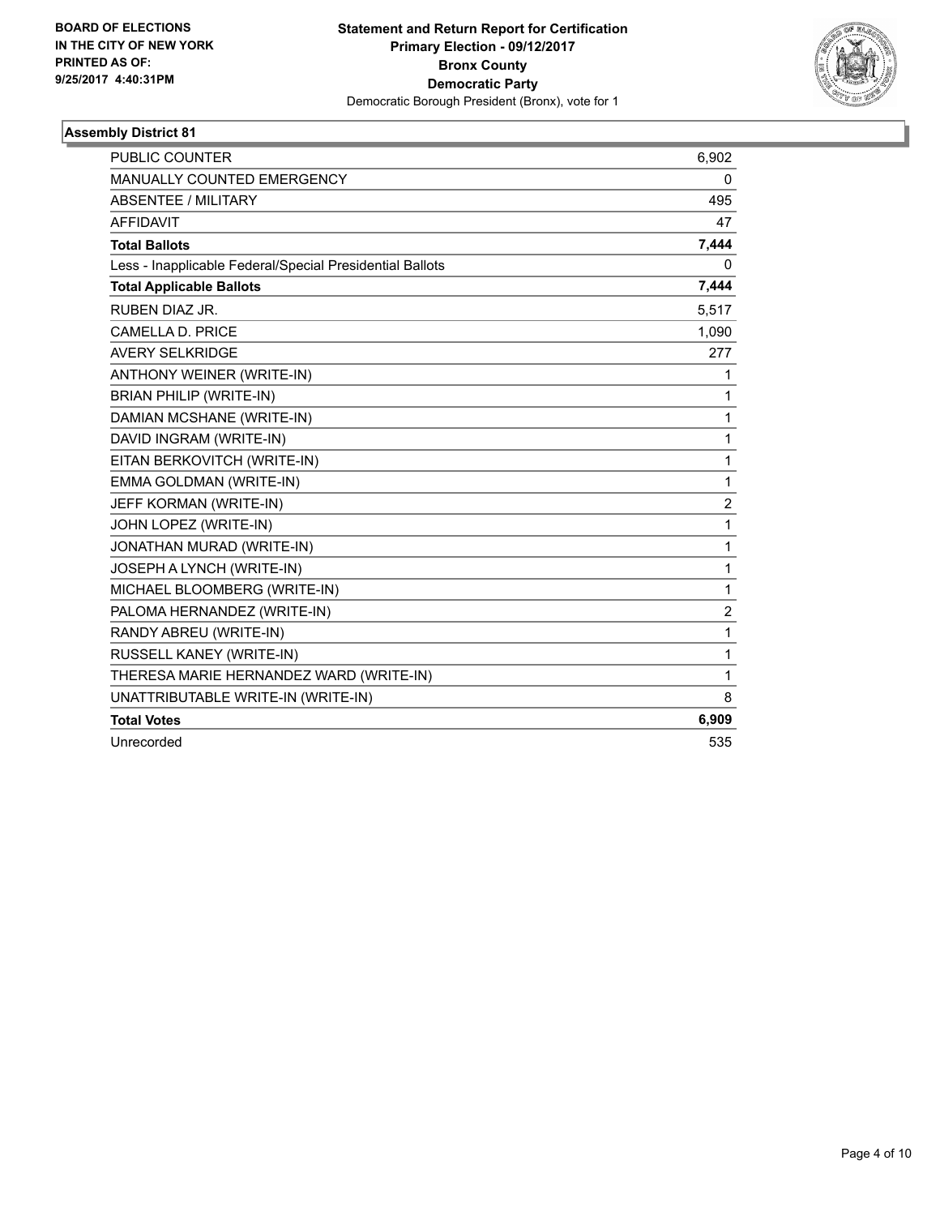**BOARD OF ELECTIONS
IN THE CITY OF NEW YORK
PRINTED AS OF:
9/25/2017 4:40:31PM**

**Statement and Return Report for Certification
Primary Election - 09/12/2017
Bronx County
Democratic Party**
Democratic Borough President (Bronx), vote for 1

### Assembly District 81

| | |
|---|---|
| PUBLIC COUNTER | 6,902 |
| MANUALLY COUNTED EMERGENCY | 0 |
| ABSENTEE / MILITARY | 495 |
| AFFIDAVIT | 47 |
| **Total Ballots** | **7,444** |
| Less - Inapplicable Federal/Special Presidential Ballots | 0 |
| **Total Applicable Ballots** | **7,444** |
| RUBEN DIAZ JR. | 5,517 |
| CAMELLA D. PRICE | 1,090 |
| AVERY SELKRIDGE | 277 |
| ANTHONY WEINER (WRITE-IN) | 1 |
| BRIAN PHILIP (WRITE-IN) | 1 |
| DAMIAN MCSHANE (WRITE-IN) | 1 |
| DAVID INGRAM (WRITE-IN) | 1 |
| EITAN BERKOVITCH (WRITE-IN) | 1 |
| EMMA GOLDMAN (WRITE-IN) | 1 |
| JEFF KORMAN (WRITE-IN) | 2 |
| JOHN LOPEZ (WRITE-IN) | 1 |
| JONATHAN MURAD (WRITE-IN) | 1 |
| JOSEPH A LYNCH (WRITE-IN) | 1 |
| MICHAEL BLOOMBERG (WRITE-IN) | 1 |
| PALOMA HERNANDEZ (WRITE-IN) | 2 |
| RANDY ABREU (WRITE-IN) | 1 |
| RUSSELL KANEY (WRITE-IN) | 1 |
| THERESA MARIE HERNANDEZ WARD (WRITE-IN) | 1 |
| UNATTRIBUTABLE WRITE-IN (WRITE-IN) | 8 |
| **Total Votes** | **6,909** |
| Unrecorded | 535 |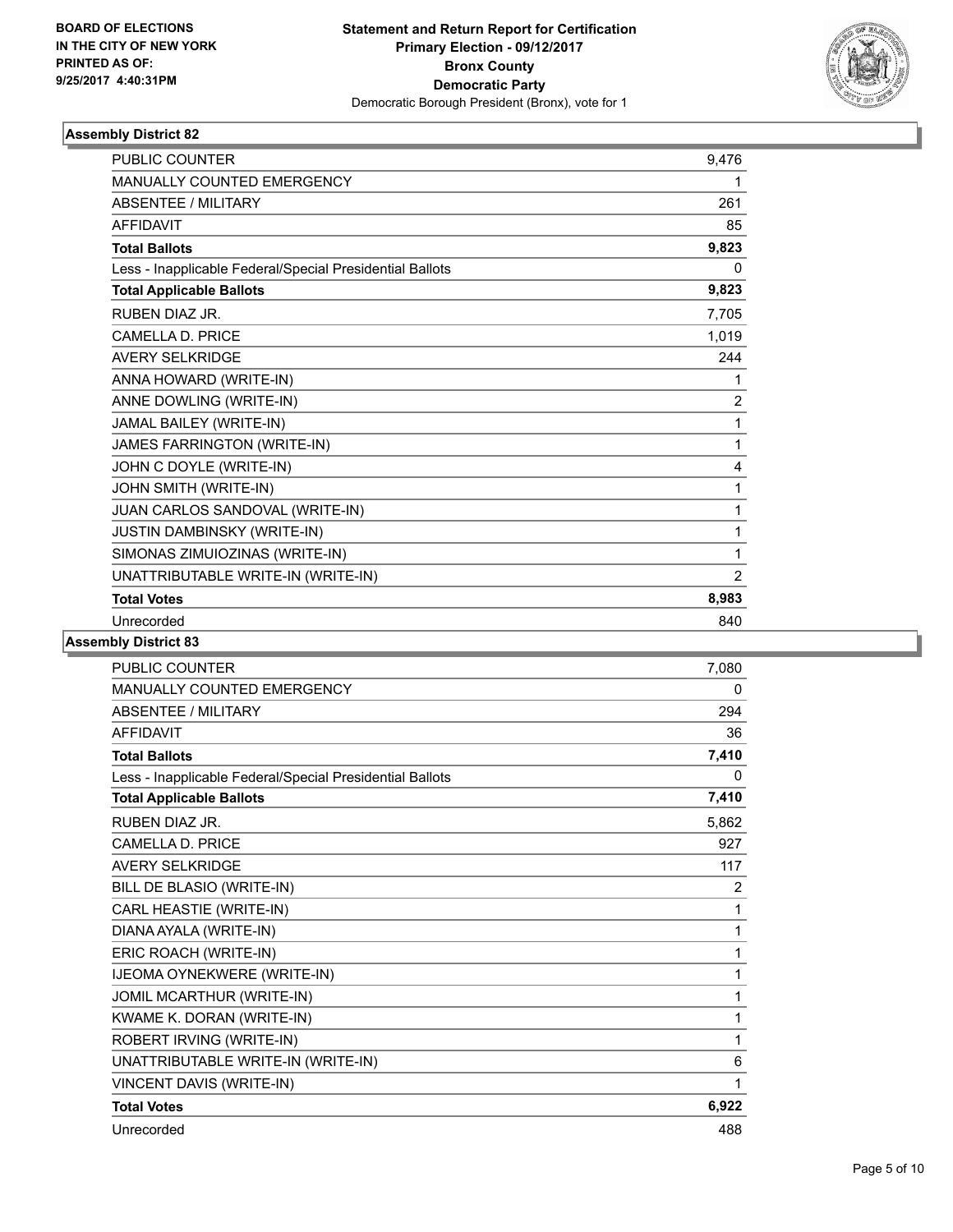**BOARD OF ELECTIONS IN THE CITY OF NEW YORK PRINTED AS OF: 9/25/2017 4:40:31PM**

**Statement and Return Report for Certification Primary Election - 09/12/2017 Bronx County Democratic Party**
Democratic Borough President (Bronx), vote for 1

### Assembly District 82

| | |
|---|---|
| PUBLIC COUNTER | 9,476 |
| MANUALLY COUNTED EMERGENCY | 1 |
| ABSENTEE / MILITARY | 261 |
| AFFIDAVIT | 85 |
| **Total Ballots** | **9,823** |
| Less - Inapplicable Federal/Special Presidential Ballots | 0 |
| **Total Applicable Ballots** | **9,823** |
| RUBEN DIAZ JR. | 7,705 |
| CAMELLA D. PRICE | 1,019 |
| AVERY SELKRIDGE | 244 |
| ANNA HOWARD (WRITE-IN) | 1 |
| ANNE DOWLING (WRITE-IN) | 2 |
| JAMAL BAILEY (WRITE-IN) | 1 |
| JAMES FARRINGTON (WRITE-IN) | 1 |
| JOHN C DOYLE (WRITE-IN) | 4 |
| JOHN SMITH (WRITE-IN) | 1 |
| JUAN CARLOS SANDOVAL (WRITE-IN) | 1 |
| JUSTIN DAMBINSKY (WRITE-IN) | 1 |
| SIMONAS ZIMUIOZINAS (WRITE-IN) | 1 |
| UNATTRIBUTABLE WRITE-IN (WRITE-IN) | 2 |
| **Total Votes** | **8,983** |
| Unrecorded | 840 |

### Assembly District 83

| | |
|---|---|
| PUBLIC COUNTER | 7,080 |
| MANUALLY COUNTED EMERGENCY | 0 |
| ABSENTEE / MILITARY | 294 |
| AFFIDAVIT | 36 |
| **Total Ballots** | **7,410** |
| Less - Inapplicable Federal/Special Presidential Ballots | 0 |
| **Total Applicable Ballots** | **7,410** |
| RUBEN DIAZ JR. | 5,862 |
| CAMELLA D. PRICE | 927 |
| AVERY SELKRIDGE | 117 |
| BILL DE BLASIO (WRITE-IN) | 2 |
| CARL HEASTIE (WRITE-IN) | 1 |
| DIANA AYALA (WRITE-IN) | 1 |
| ERIC ROACH (WRITE-IN) | 1 |
| IJEOMA OYNEKWERE (WRITE-IN) | 1 |
| JOMIL MCARTHUR (WRITE-IN) | 1 |
| KWAME K. DORAN (WRITE-IN) | 1 |
| ROBERT IRVING (WRITE-IN) | 1 |
| UNATTRIBUTABLE WRITE-IN (WRITE-IN) | 6 |
| VINCENT DAVIS (WRITE-IN) | 1 |
| **Total Votes** | **6,922** |
| Unrecorded | 488 |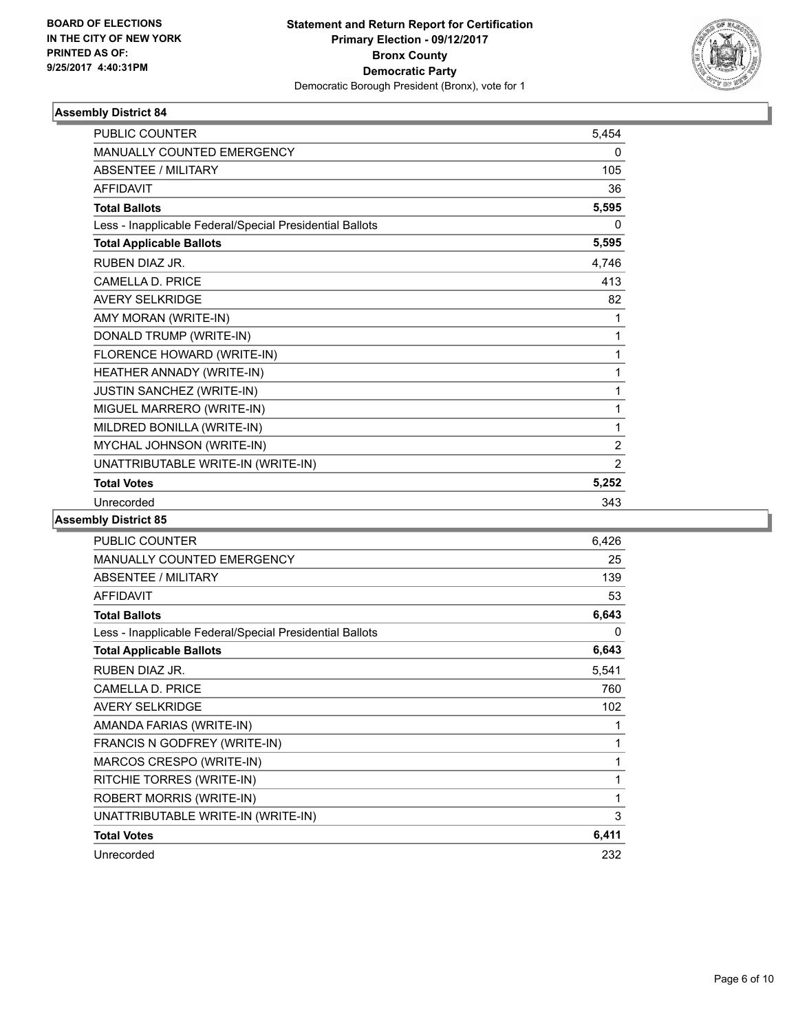**BOARD OF ELECTIONS IN THE CITY OF NEW YORK PRINTED AS OF: 9/25/2017 4:40:31PM**

**Statement and Return Report for Certification Primary Election - 09/12/2017 Bronx County Democratic Party**
Democratic Borough President (Bronx), vote for 1

### Assembly District 84

| | |
|---|---|
| PUBLIC COUNTER | 5,454 |
| MANUALLY COUNTED EMERGENCY | 0 |
| ABSENTEE / MILITARY | 105 |
| AFFIDAVIT | 36 |
| **Total Ballots** | **5,595** |
| Less - Inapplicable Federal/Special Presidential Ballots | 0 |
| **Total Applicable Ballots** | **5,595** |
| RUBEN DIAZ JR. | 4,746 |
| CAMELLA D. PRICE | 413 |
| AVERY SELKRIDGE | 82 |
| AMY MORAN (WRITE-IN) | 1 |
| DONALD TRUMP (WRITE-IN) | 1 |
| FLORENCE HOWARD (WRITE-IN) | 1 |
| HEATHER ANNADY (WRITE-IN) | 1 |
| JUSTIN SANCHEZ (WRITE-IN) | 1 |
| MIGUEL MARRERO (WRITE-IN) | 1 |
| MILDRED BONILLA (WRITE-IN) | 1 |
| MYCHAL JOHNSON (WRITE-IN) | 2 |
| UNATTRIBUTABLE WRITE-IN (WRITE-IN) | 2 |
| **Total Votes** | **5,252** |
| Unrecorded | 343 |

### Assembly District 85

| | |
|---|---|
| PUBLIC COUNTER | 6,426 |
| MANUALLY COUNTED EMERGENCY | 25 |
| ABSENTEE / MILITARY | 139 |
| AFFIDAVIT | 53 |
| **Total Ballots** | **6,643** |
| Less - Inapplicable Federal/Special Presidential Ballots | 0 |
| **Total Applicable Ballots** | **6,643** |
| RUBEN DIAZ JR. | 5,541 |
| CAMELLA D. PRICE | 760 |
| AVERY SELKRIDGE | 102 |
| AMANDA FARIAS (WRITE-IN) | 1 |
| FRANCIS N GODFREY (WRITE-IN) | 1 |
| MARCOS CRESPO (WRITE-IN) | 1 |
| RITCHIE TORRES (WRITE-IN) | 1 |
| ROBERT MORRIS (WRITE-IN) | 1 |
| UNATTRIBUTABLE WRITE-IN (WRITE-IN) | 3 |
| **Total Votes** | **6,411** |
| Unrecorded | 232 |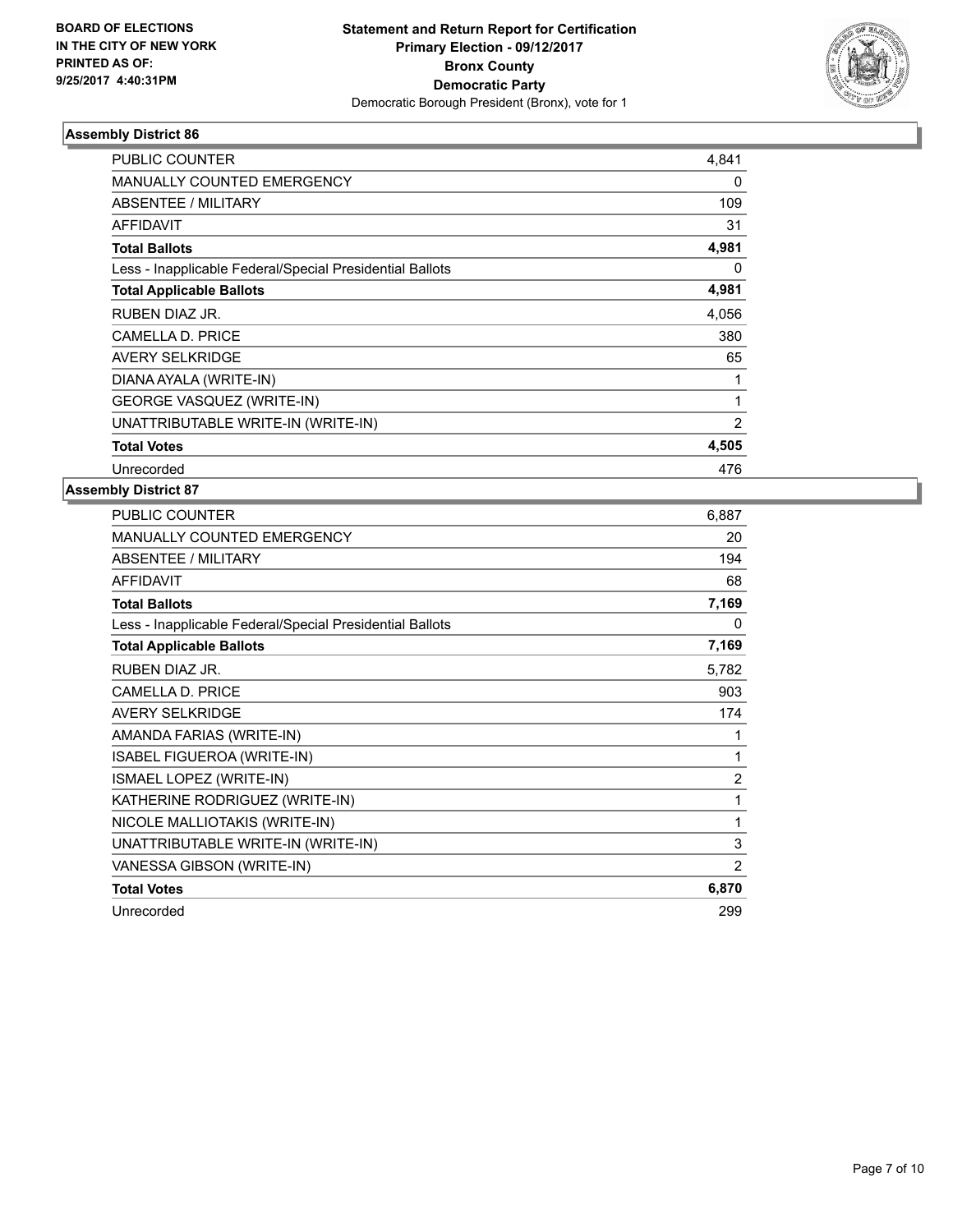**BOARD OF ELECTIONS IN THE CITY OF NEW YORK PRINTED AS OF: 9/25/2017 4:40:31PM**

**Statement and Return Report for Certification**
**Primary Election - 09/12/2017**
**Bronx County**
**Democratic Party**
Democratic Borough President (Bronx), vote for 1

### Assembly District 86

| | |
|---|---|
| PUBLIC COUNTER | 4,841 |
| MANUALLY COUNTED EMERGENCY | 0 |
| ABSENTEE / MILITARY | 109 |
| AFFIDAVIT | 31 |
| **Total Ballots** | **4,981** |
| Less - Inapplicable Federal/Special Presidential Ballots | 0 |
| **Total Applicable Ballots** | **4,981** |
| RUBEN DIAZ JR. | 4,056 |
| CAMELLA D. PRICE | 380 |
| AVERY SELKRIDGE | 65 |
| DIANA AYALA (WRITE-IN) | 1 |
| GEORGE VASQUEZ (WRITE-IN) | 1 |
| UNATTRIBUTABLE WRITE-IN (WRITE-IN) | 2 |
| **Total Votes** | **4,505** |
| Unrecorded | 476 |

### Assembly District 87

| | |
|---|---|
| PUBLIC COUNTER | 6,887 |
| MANUALLY COUNTED EMERGENCY | 20 |
| ABSENTEE / MILITARY | 194 |
| AFFIDAVIT | 68 |
| **Total Ballots** | **7,169** |
| Less - Inapplicable Federal/Special Presidential Ballots | 0 |
| **Total Applicable Ballots** | **7,169** |
| RUBEN DIAZ JR. | 5,782 |
| CAMELLA D. PRICE | 903 |
| AVERY SELKRIDGE | 174 |
| AMANDA FARIAS (WRITE-IN) | 1 |
| ISABEL FIGUEROA (WRITE-IN) | 1 |
| ISMAEL LOPEZ (WRITE-IN) | 2 |
| KATHERINE RODRIGUEZ (WRITE-IN) | 1 |
| NICOLE MALLIOTAKIS (WRITE-IN) | 1 |
| UNATTRIBUTABLE WRITE-IN (WRITE-IN) | 3 |
| VANESSA GIBSON (WRITE-IN) | 2 |
| **Total Votes** | **6,870** |
| Unrecorded | 299 |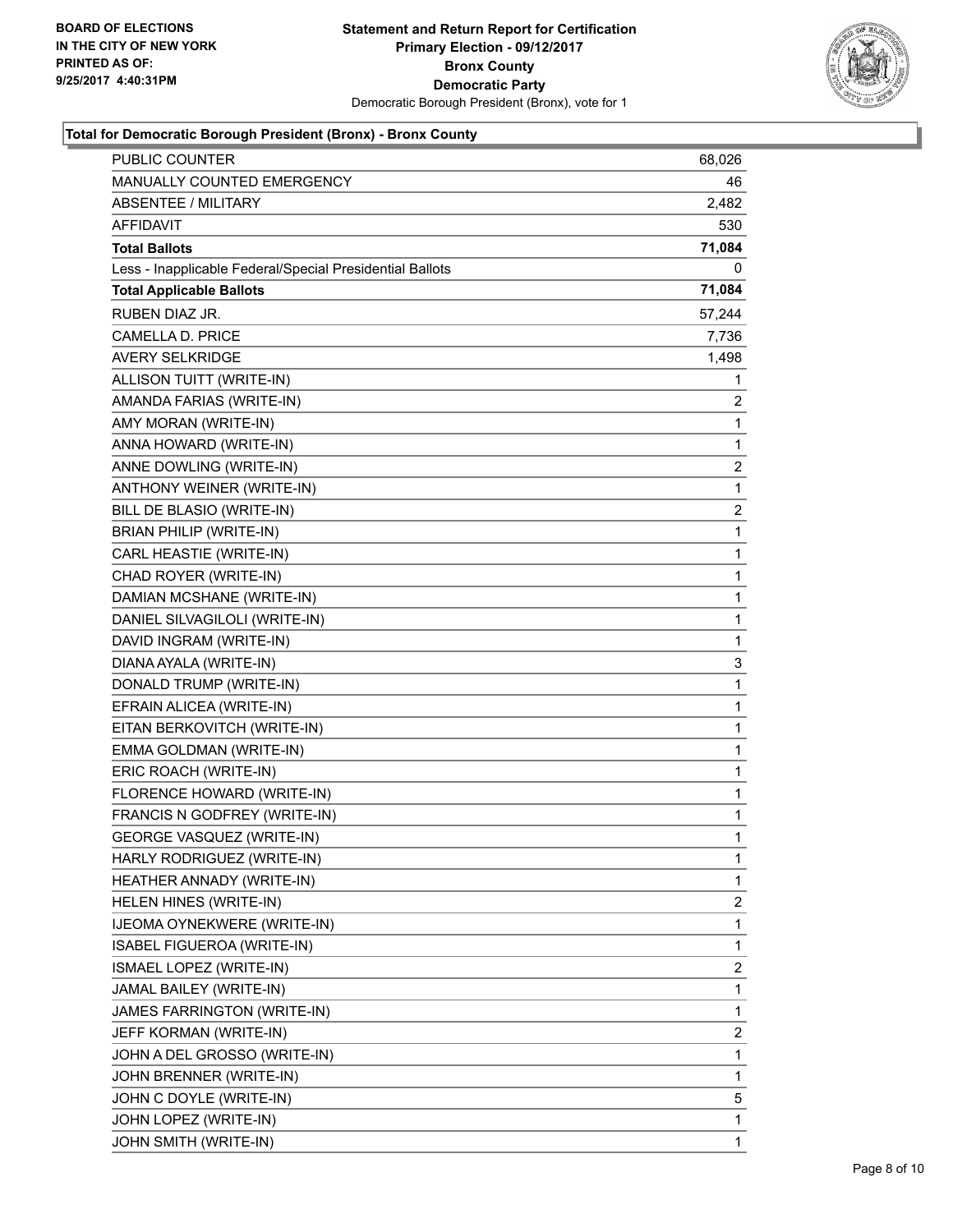**BOARD OF ELECTIONS IN THE CITY OF NEW YORK PRINTED AS OF: 9/25/2017 4:40:31PM**

**Statement and Return Report for Certification**
**Primary Election - 09/12/2017**
**Bronx County**
**Democratic Party**
Democratic Borough President (Bronx), vote for 1

### Total for Democratic Borough President (Bronx) - Bronx County

| | |
|---|---|
| PUBLIC COUNTER | 68,026 |
| MANUALLY COUNTED EMERGENCY | 46 |
| ABSENTEE / MILITARY | 2,482 |
| AFFIDAVIT | 530 |
| **Total Ballots** | **71,084** |
| Less - Inapplicable Federal/Special Presidential Ballots | 0 |
| **Total Applicable Ballots** | **71,084** |
| RUBEN DIAZ JR. | 57,244 |
| CAMELLA D. PRICE | 7,736 |
| AVERY SELKRIDGE | 1,498 |
| ALLISON TUITT (WRITE-IN) | 1 |
| AMANDA FARIAS (WRITE-IN) | 2 |
| AMY MORAN (WRITE-IN) | 1 |
| ANNA HOWARD (WRITE-IN) | 1 |
| ANNE DOWLING (WRITE-IN) | 2 |
| ANTHONY WEINER (WRITE-IN) | 1 |
| BILL DE BLASIO (WRITE-IN) | 2 |
| BRIAN PHILIP (WRITE-IN) | 1 |
| CARL HEASTIE (WRITE-IN) | 1 |
| CHAD ROYER (WRITE-IN) | 1 |
| DAMIAN MCSHANE (WRITE-IN) | 1 |
| DANIEL SILVAGILOLI (WRITE-IN) | 1 |
| DAVID INGRAM (WRITE-IN) | 1 |
| DIANA AYALA (WRITE-IN) | 3 |
| DONALD TRUMP (WRITE-IN) | 1 |
| EFRAIN ALICEA (WRITE-IN) | 1 |
| EITAN BERKOVITCH (WRITE-IN) | 1 |
| EMMA GOLDMAN (WRITE-IN) | 1 |
| ERIC ROACH (WRITE-IN) | 1 |
| FLORENCE HOWARD (WRITE-IN) | 1 |
| FRANCIS N GODFREY (WRITE-IN) | 1 |
| GEORGE VASQUEZ (WRITE-IN) | 1 |
| HARLY RODRIGUEZ (WRITE-IN) | 1 |
| HEATHER ANNADY (WRITE-IN) | 1 |
| HELEN HINES (WRITE-IN) | 2 |
| IJEOMA OYNEKWERE (WRITE-IN) | 1 |
| ISABEL FIGUEROA (WRITE-IN) | 1 |
| ISMAEL LOPEZ (WRITE-IN) | 2 |
| JAMAL BAILEY (WRITE-IN) | 1 |
| JAMES FARRINGTON (WRITE-IN) | 1 |
| JEFF KORMAN (WRITE-IN) | 2 |
| JOHN A DEL GROSSO (WRITE-IN) | 1 |
| JOHN BRENNER (WRITE-IN) | 1 |
| JOHN C DOYLE (WRITE-IN) | 5 |
| JOHN LOPEZ (WRITE-IN) | 1 |
| JOHN SMITH (WRITE-IN) | 1 |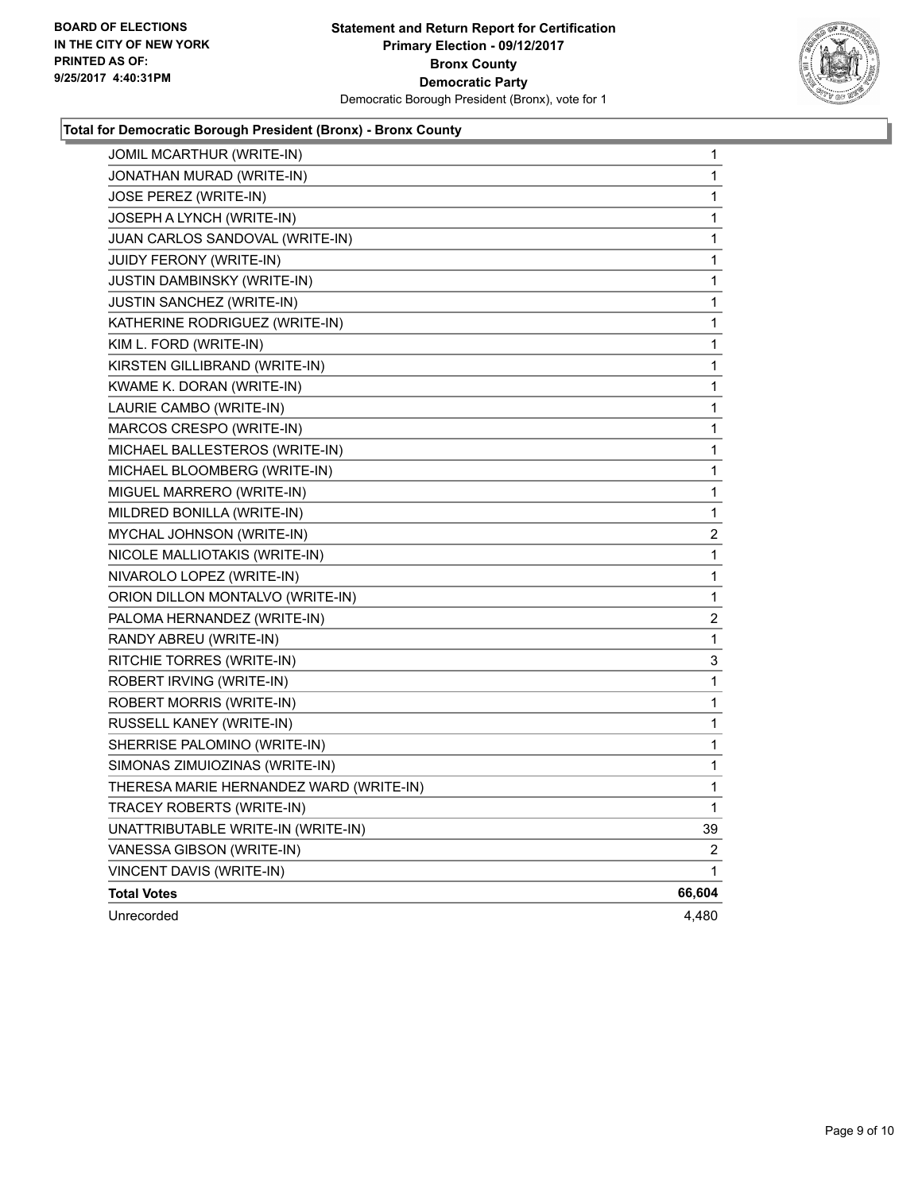**BOARD OF ELECTIONS IN THE CITY OF NEW YORK PRINTED AS OF: 9/25/2017 4:40:31PM**

**Statement and Return Report for Certification**
**Primary Election - 09/12/2017**
**Bronx County**
**Democratic Party**
Democratic Borough President (Bronx), vote for 1

### Total for Democratic Borough President (Bronx) - Bronx County

| | |
|---|---|
| JOMIL MCARTHUR (WRITE-IN) | 1 |
| JONATHAN MURAD (WRITE-IN) | 1 |
| JOSE PEREZ (WRITE-IN) | 1 |
| JOSEPH A LYNCH (WRITE-IN) | 1 |
| JUAN CARLOS SANDOVAL (WRITE-IN) | 1 |
| JUIDY FERONY (WRITE-IN) | 1 |
| JUSTIN DAMBINSKY (WRITE-IN) | 1 |
| JUSTIN SANCHEZ (WRITE-IN) | 1 |
| KATHERINE RODRIGUEZ (WRITE-IN) | 1 |
| KIM L. FORD (WRITE-IN) | 1 |
| KIRSTEN GILLIBRAND (WRITE-IN) | 1 |
| KWAME K. DORAN (WRITE-IN) | 1 |
| LAURIE CAMBO (WRITE-IN) | 1 |
| MARCOS CRESPO (WRITE-IN) | 1 |
| MICHAEL BALLESTEROS (WRITE-IN) | 1 |
| MICHAEL BLOOMBERG (WRITE-IN) | 1 |
| MIGUEL MARRERO (WRITE-IN) | 1 |
| MILDRED BONILLA (WRITE-IN) | 1 |
| MYCHAL JOHNSON (WRITE-IN) | 2 |
| NICOLE MALLIOTAKIS (WRITE-IN) | 1 |
| NIVAROLO LOPEZ (WRITE-IN) | 1 |
| ORION DILLON MONTALVO (WRITE-IN) | 1 |
| PALOMA HERNANDEZ (WRITE-IN) | 2 |
| RANDY ABREU (WRITE-IN) | 1 |
| RITCHIE TORRES (WRITE-IN) | 3 |
| ROBERT IRVING (WRITE-IN) | 1 |
| ROBERT MORRIS (WRITE-IN) | 1 |
| RUSSELL KANEY (WRITE-IN) | 1 |
| SHERRISE PALOMINO (WRITE-IN) | 1 |
| SIMONAS ZIMUIOZINAS (WRITE-IN) | 1 |
| THERESA MARIE HERNANDEZ WARD (WRITE-IN) | 1 |
| TRACEY ROBERTS (WRITE-IN) | 1 |
| UNATTRIBUTABLE WRITE-IN (WRITE-IN) | 39 |
| VANESSA GIBSON (WRITE-IN) | 2 |
| VINCENT DAVIS (WRITE-IN) | 1 |
| **Total Votes** | **66,604** |
| Unrecorded | 4,480 |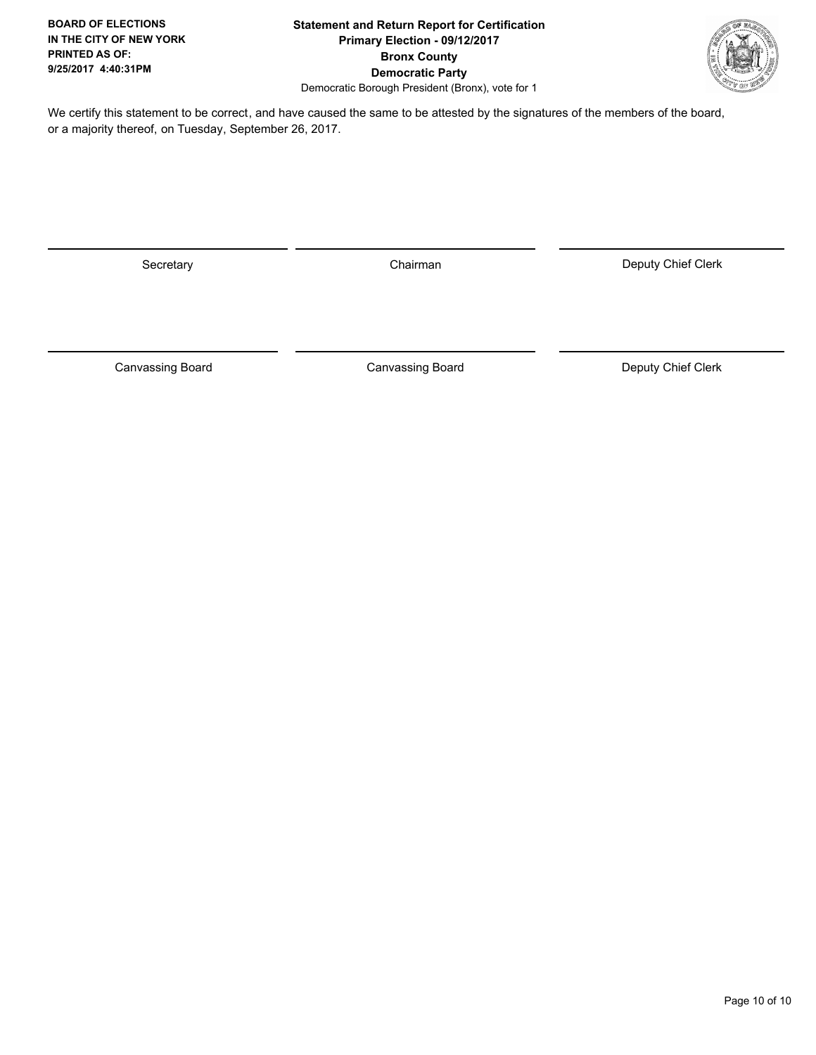**BOARD OF ELECTIONS**
**IN THE CITY OF NEW YORK**
**PRINTED AS OF:**
**9/25/2017 4:40:31PM**

**Statement and Return Report for Certification**
**Primary Election - 09/12/2017**
**Bronx County**
**Democratic Party**
Democratic Borough President (Bronx), vote for 1

We certify this statement to be correct, and have caused the same to be attested by the signatures of the members of the board, or a majority thereof, on Tuesday, September 26, 2017.

| | | |
|---|---|---|
| Secretary | Chairman | Deputy Chief Clerk |
| Canvassing Board | Canvassing Board | Deputy Chief Clerk |